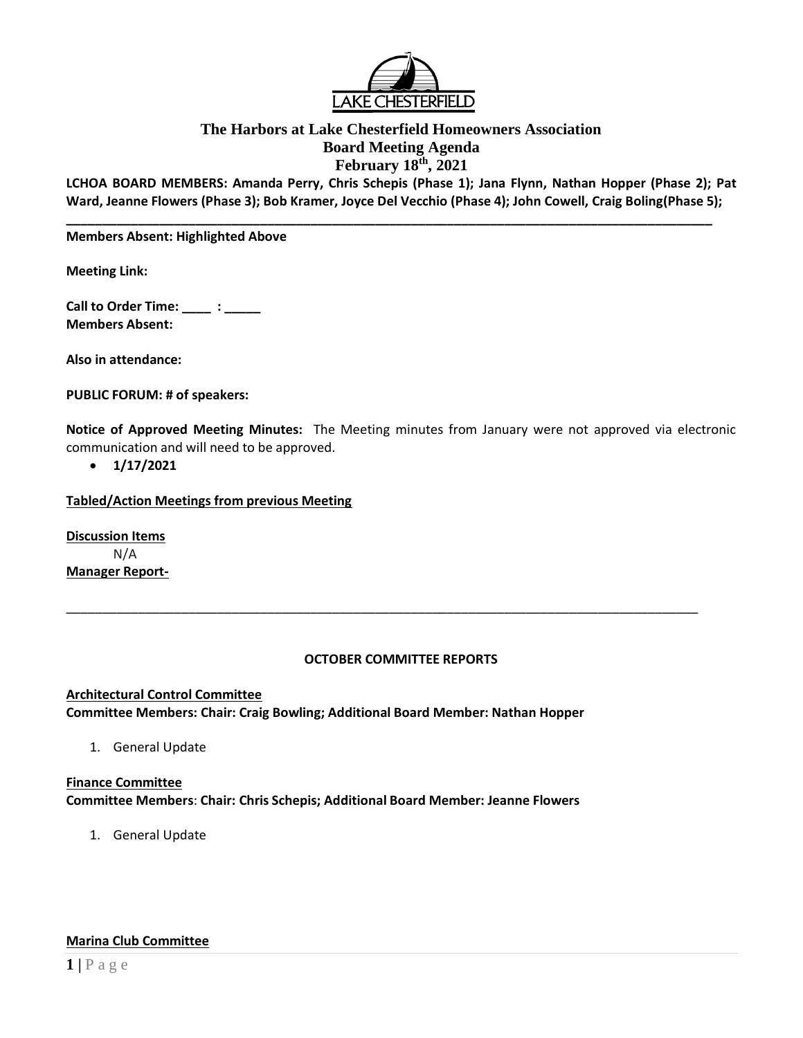# The Harbors at Lake Chesterfield Homeowners Association
## Board Meeting Agenda
## February 18th, 2021

**LCHOA BOARD MEMBERS: Amanda Perry, Chris Schepis (Phase 1); Jana Flynn, Nathan Hopper (Phase 2); Pat Ward, Jeanne Flowers (Phase 3); Bob Kramer, Joyce Del Vecchio (Phase 4); John Cowell, Craig Boling(Phase 5);**

---

**Members Absent: Highlighted Above**

**Meeting Link:**

**Call to Order Time: ____ : _____**
**Members Absent:**

**Also in attendance:**

**PUBLIC FORUM: # of speakers:**

**Notice of Approved Meeting Minutes:** The Meeting minutes from January were not approved via electronic communication and will need to be approved.

- **1/17/2021**

**Tabled/Action Meetings from previous Meeting**

**Discussion Items**

N/A

**Manager Report-**

---

**OCTOBER COMMITTEE REPORTS**

**Architectural Control Committee**

**Committee Members: Chair: Craig Bowling; Additional Board Member: Nathan Hopper**

1. General Update

**Finance Committee**

**Committee Members**: **Chair: Chris Schepis; Additional Board Member: Jeanne Flowers**

1. General Update

**Marina Club Committee**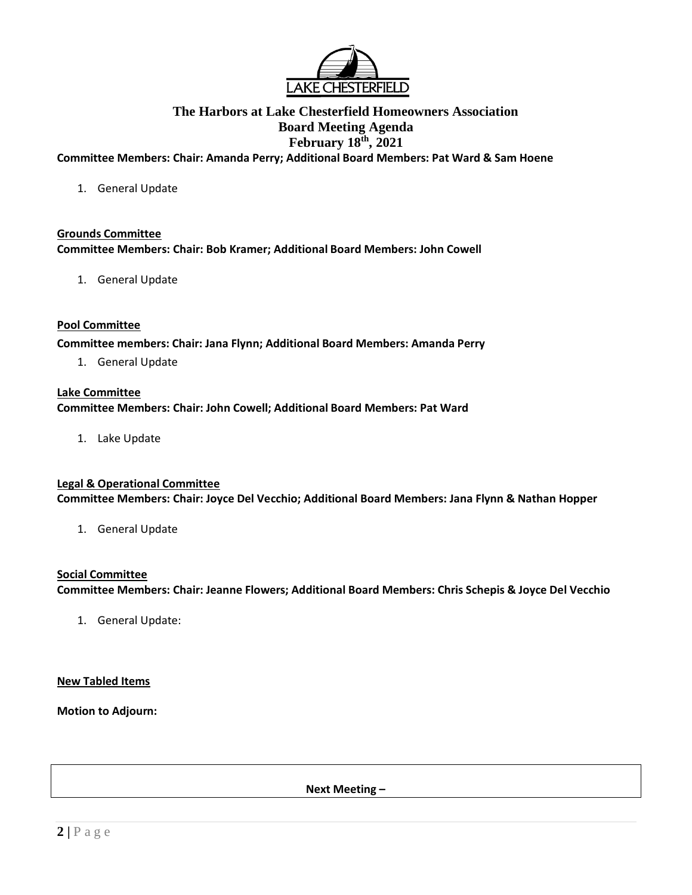# The Harbors at Lake Chesterfield Homeowners Association
## Board Meeting Agenda
## February 18th, 2021

**Committee Members: Chair: Amanda Perry; Additional Board Members: Pat Ward & Sam Hoene**

1. General Update

**Grounds Committee**

**Committee Members: Chair: Bob Kramer; Additional Board Members: John Cowell**

1. General Update

**Pool Committee**

**Committee members: Chair: Jana Flynn; Additional Board Members: Amanda Perry**

1. General Update

**Lake Committee**

**Committee Members: Chair: John Cowell; Additional Board Members: Pat Ward**

1. Lake Update

**Legal & Operational Committee**

**Committee Members: Chair: Joyce Del Vecchio; Additional Board Members: Jana Flynn & Nathan Hopper**

1. General Update

**Social Committee**

**Committee Members: Chair: Jeanne Flowers; Additional Board Members: Chris Schepis & Joyce Del Vecchio**

1. General Update:

**New Tabled Items**

**Motion to Adjourn:**

**Next Meeting –**